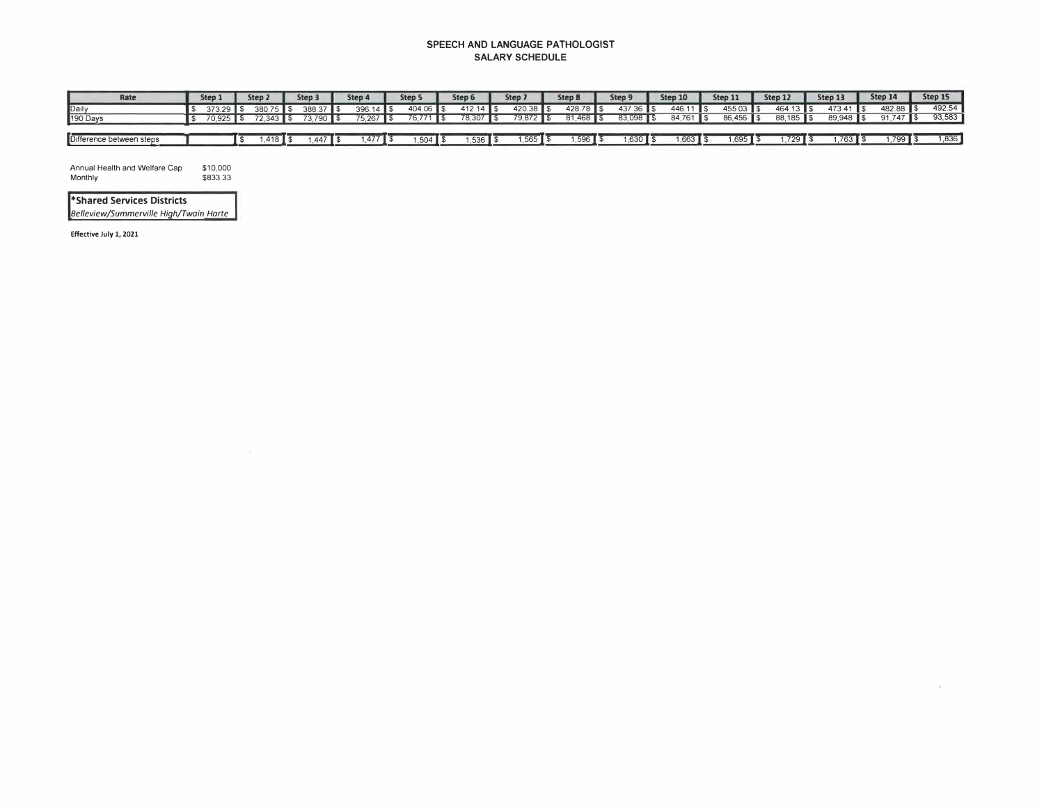# SPEECH AND LANGUAGE PATHOLOGIST
## SALARY SCHEDULE

| Rate | Step 1 | Step 2 | Step 3 | Step 4 | Step 5 | Step 6 | Step 7 | Step 8 | Step 9 | Step 10 | Step 11 | Step 12 | Step 13 | Step 14 | Step 15 |
|---|---|---|---|---|---|---|---|---|---|---|---|---|---|---|---|
| Daily | $ 373.29 | $ 380.75 | $ 388.37 | $ 396.14 | $ 404.06 | $ 412.14 | $ 420.38 | $ 428.78 | $ 437.36 | $ 446.11 | $ 455.03 | $ 464.13 | $ 473.41 | $ 482.88 | $ 492.54 |
| 190 Days | $ 70,925 | $ 72,343 | $ 73,790 | $ 75,267 | $ 76,771 | $ 78,307 | $ 79,872 | $ 81,468 | $ 83,098 | $ 84,761 | $ 86,456 | $ 88,185 | $ 89,948 | $ 91,747 | $ 93,583 |
| | | | | | | | | | | | | | | | |
| Difference between steps | | $ 1,418 | $ 1,447 | $ 1,477 | $ 1,504 | $ 1,536 | $ 1,565 | $ 1,596 | $ 1,630 | $ 1,663 | $ 1,695 | $ 1,729 | $ 1,763 | $ 1,799 | $ 1,836 |

Annual Health and Welfare Cap $10,000
Monthly $833.33

**\*Shared Services Districts**
*Belleview/Summerville High/Twain Harte*

**Effective July 1, 2021**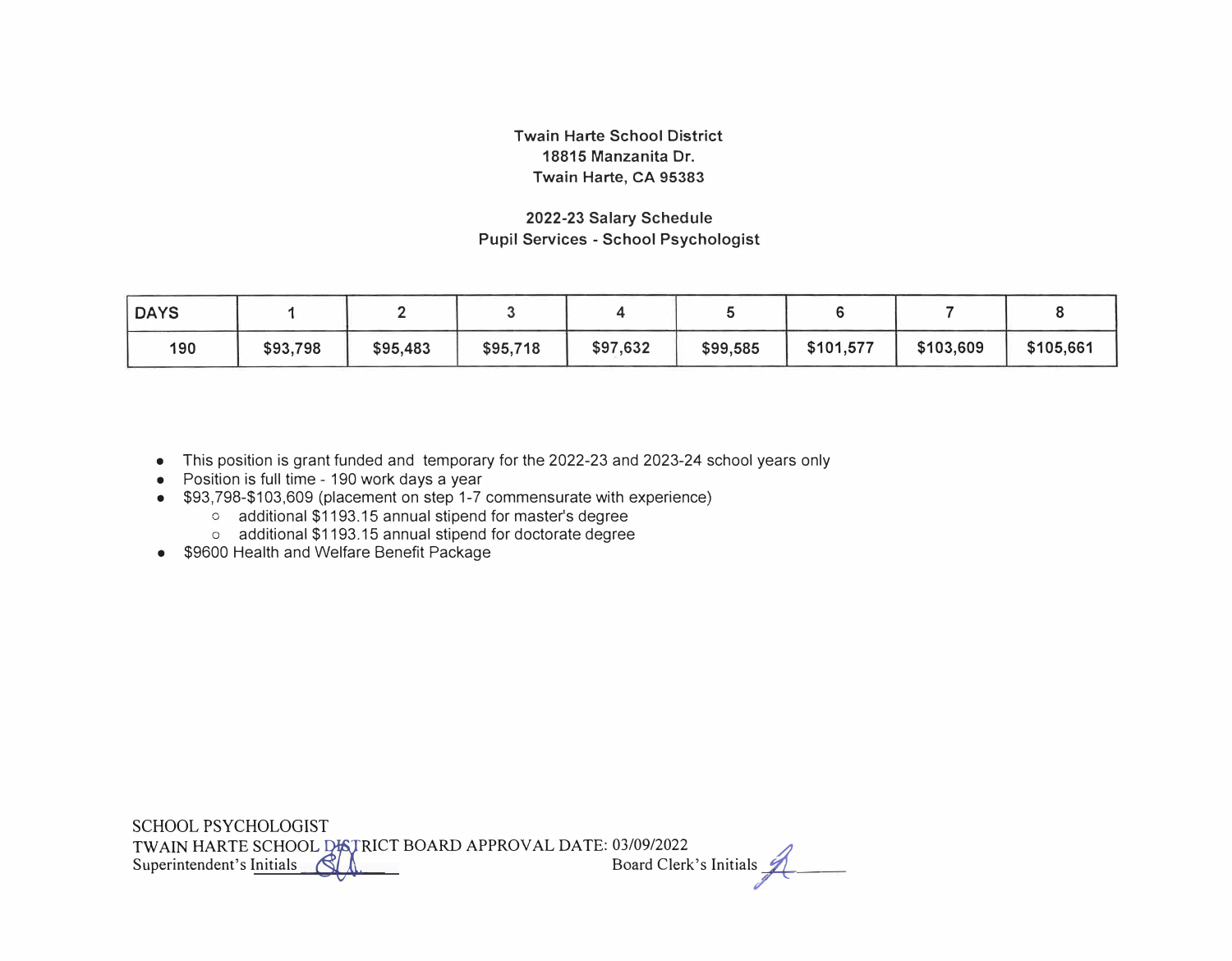**Twain Harte School District**
**18815 Manzanita Dr.**
**Twain Harte, CA 95383**

**2022-23 Salary Schedule**
**Pupil Services - School Psychologist**

| DAYS | 1 | 2 | 3 | 4 | 5 | 6 | 7 | 8 |
|---|---|---|---|---|---|---|---|---|
| 190 | $93,798 | $95,483 | $95,718 | $97,632 | $99,585 | $101,577 | $103,609 | $105,661 |

- This position is grant funded and temporary for the 2022-23 and 2023-24 school years only
- Position is full time - 190 work days a year
- $93,798-$103,609 (placement on step 1-7 commensurate with experience)
  - additional $1193.15 annual stipend for master's degree
  - additional $1193.15 annual stipend for doctorate degree
- $9600 Health and Welfare Benefit Package

SCHOOL PSYCHOLOGIST
TWAIN HARTE SCHOOL DISTRICT BOARD APPROVAL DATE: 03/09/2022
Superintendent's Initials ________ Board Clerk's Initials ________